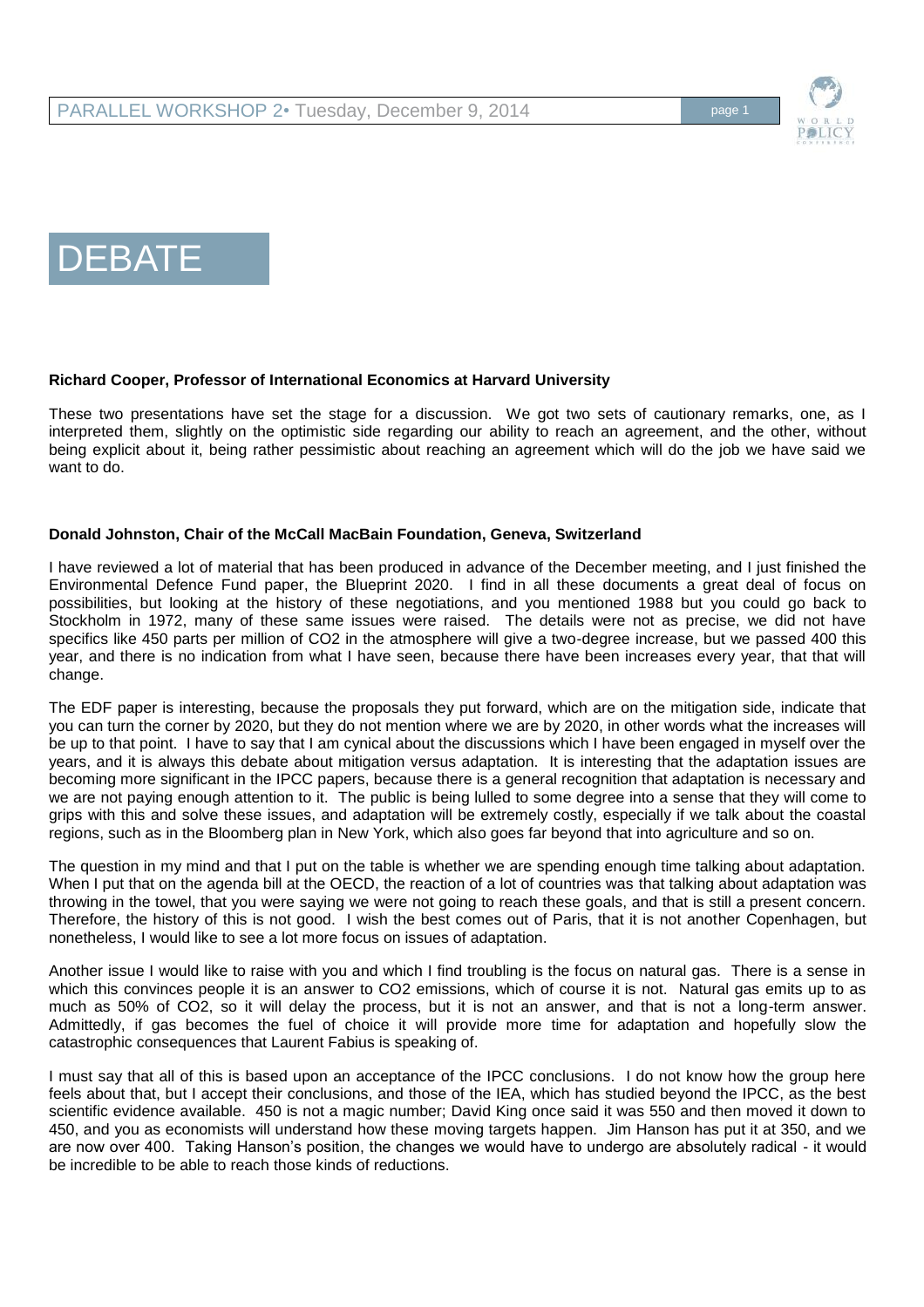# DEBATE

**Richard Cooper, Professor of International Economics at Harvard University**

These two presentations have set the stage for a discussion. We got two sets of cautionary remarks, one, as I interpreted them, slightly on the optimistic side regarding our ability to reach an agreement, and the other, without being explicit about it, being rather pessimistic about reaching an agreement which will do the job we have said we want to do.

**Donald Johnston, Chair of the McCall MacBain Foundation, Geneva, Switzerland**

I have reviewed a lot of material that has been produced in advance of the December meeting, and I just finished the Environmental Defence Fund paper, the Blueprint 2020. I find in all these documents a great deal of focus on possibilities, but looking at the history of these negotiations, and you mentioned 1988 but you could go back to Stockholm in 1972, many of these same issues were raised. The details were not as precise, we did not have specifics like 450 parts per million of $CO_2$ in the atmosphere will give a two-degree increase, but we passed 400 this year, and there is no indication from what I have seen, because there have been increases every year, that that will change.

The EDF paper is interesting, because the proposals they put forward, which are on the mitigation side, indicate that you can turn the corner by 2020, but they do not mention where we are by 2020, in other words what the increases will be up to that point. I have to say that I am cynical about the discussions which I have been engaged in myself over the years, and it is always this debate about mitigation versus adaptation. It is interesting that the adaptation issues are becoming more significant in the IPCC papers, because there is a general recognition that adaptation is necessary and we are not paying enough attention to it. The public is being lulled to some degree into a sense that they will come to grips with this and solve these issues, and adaptation will be extremely costly, especially if we talk about the coastal regions, such as in the Bloomberg plan in New York, which also goes far beyond that into agriculture and so on.

The question in my mind and that I put on the table is whether we are spending enough time talking about adaptation. When I put that on the agenda bill at the OECD, the reaction of a lot of countries was that talking about adaptation was throwing in the towel, that you were saying we were not going to reach these goals, and that is still a present concern. Therefore, the history of this is not good. I wish the best comes out of Paris, that it is not another Copenhagen, but nonetheless, I would like to see a lot more focus on issues of adaptation.

Another issue I would like to raise with you and which I find troubling is the focus on natural gas. There is a sense in which this convinces people it is an answer to $CO_2$ emissions, which of course it is not. Natural gas emits up to as much as 50% of $CO_2$, so it will delay the process, but it is not an answer, and that is not a long-term answer. Admittedly, if gas becomes the fuel of choice it will provide more time for adaptation and hopefully slow the catastrophic consequences that Laurent Fabius is speaking of.

I must say that all of this is based upon an acceptance of the IPCC conclusions. I do not know how the group here feels about that, but I accept their conclusions, and those of the IEA, which has studied beyond the IPCC, as the best scientific evidence available. 450 is not a magic number; David King once said it was 550 and then moved it down to 450, and you as economists will understand how these moving targets happen. Jim Hanson has put it at 350, and we are now over 400. Taking Hanson's position, the changes we would have to undergo are absolutely radical - it would be incredible to be able to reach those kinds of reductions.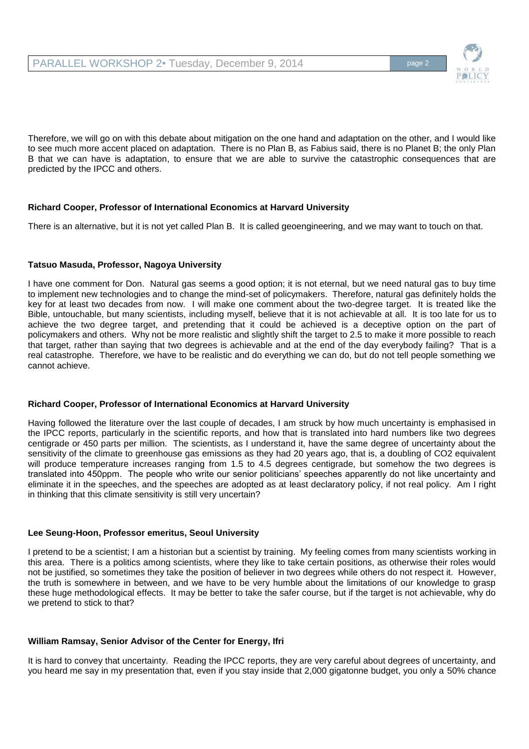Therefore, we will go on with this debate about mitigation on the one hand and adaptation on the other, and I would like to see much more accent placed on adaptation. There is no Plan B, as Fabius said, there is no Planet B; the only Plan B that we can have is adaptation, to ensure that we are able to survive the catastrophic consequences that are predicted by the IPCC and others.

**Richard Cooper, Professor of International Economics at Harvard University**

There is an alternative, but it is not yet called Plan B. It is called geoengineering, and we may want to touch on that.

**Tatsuo Masuda, Professor, Nagoya University**

I have one comment for Don. Natural gas seems a good option; it is not eternal, but we need natural gas to buy time to implement new technologies and to change the mind-set of policymakers. Therefore, natural gas definitely holds the key for at least two decades from now. I will make one comment about the two-degree target. It is treated like the Bible, untouchable, but many scientists, including myself, believe that it is not achievable at all. It is too late for us to achieve the two degree target, and pretending that it could be achieved is a deceptive option on the part of policymakers and others. Why not be more realistic and slightly shift the target to 2.5 to make it more possible to reach that target, rather than saying that two degrees is achievable and at the end of the day everybody failing? That is a real catastrophe. Therefore, we have to be realistic and do everything we can do, but do not tell people something we cannot achieve.

**Richard Cooper, Professor of International Economics at Harvard University**

Having followed the literature over the last couple of decades, I am struck by how much uncertainty is emphasised in the IPCC reports, particularly in the scientific reports, and how that is translated into hard numbers like two degrees centigrade or 450 parts per million. The scientists, as I understand it, have the same degree of uncertainty about the sensitivity of the climate to greenhouse gas emissions as they had 20 years ago, that is, a doubling of $CO_2$ equivalent will produce temperature increases ranging from 1.5 to 4.5 degrees centigrade, but somehow the two degrees is translated into 450ppm. The people who write our senior politicians' speeches apparently do not like uncertainty and eliminate it in the speeches, and the speeches are adopted as at least declaratory policy, if not real policy. Am I right in thinking that this climate sensitivity is still very uncertain?

**Lee Seung-Hoon, Professor emeritus, Seoul University**

I pretend to be a scientist; I am a historian but a scientist by training. My feeling comes from many scientists working in this area. There is a politics among scientists, where they like to take certain positions, as otherwise their roles would not be justified, so sometimes they take the position of believer in two degrees while others do not respect it. However, the truth is somewhere in between, and we have to be very humble about the limitations of our knowledge to grasp these huge methodological effects. It may be better to take the safer course, but if the target is not achievable, why do we pretend to stick to that?

**William Ramsay, Senior Advisor of the Center for Energy, Ifri**

It is hard to convey that uncertainty. Reading the IPCC reports, they are very careful about degrees of uncertainty, and you heard me say in my presentation that, even if you stay inside that 2,000 gigatonne budget, you only a 50% chance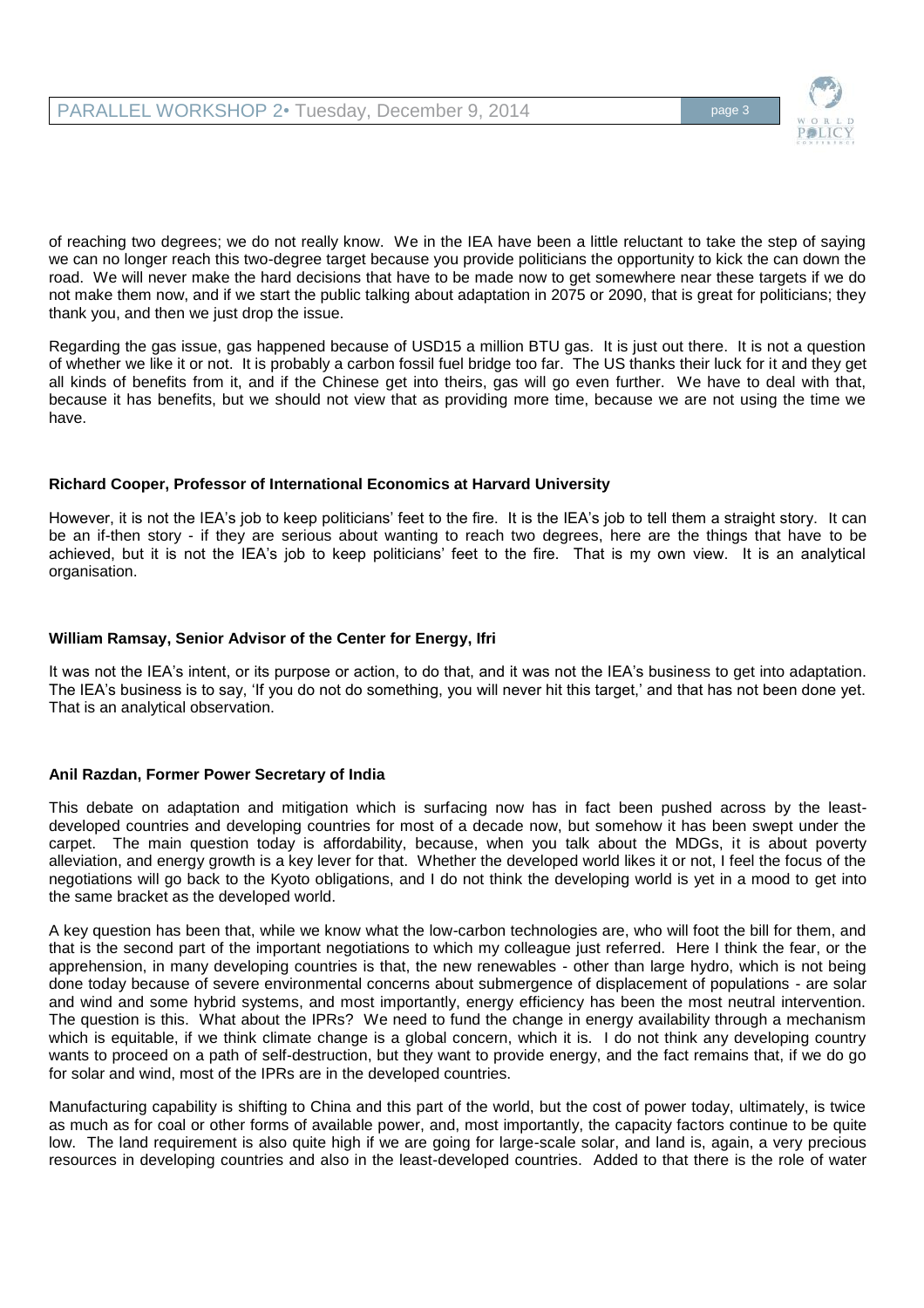of reaching two degrees; we do not really know. We in the IEA have been a little reluctant to take the step of saying we can no longer reach this two-degree target because you provide politicians the opportunity to kick the can down the road. We will never make the hard decisions that have to be made now to get somewhere near these targets if we do not make them now, and if we start the public talking about adaptation in 2075 or 2090, that is great for politicians; they thank you, and then we just drop the issue.

Regarding the gas issue, gas happened because of USD15 a million BTU gas. It is just out there. It is not a question of whether we like it or not. It is probably a carbon fossil fuel bridge too far. The US thanks their luck for it and they get all kinds of benefits from it, and if the Chinese get into theirs, gas will go even further. We have to deal with that, because it has benefits, but we should not view that as providing more time, because we are not using the time we have.

**Richard Cooper, Professor of International Economics at Harvard University**

However, it is not the IEA's job to keep politicians' feet to the fire. It is the IEA's job to tell them a straight story. It can be an if-then story - if they are serious about wanting to reach two degrees, here are the things that have to be achieved, but it is not the IEA's job to keep politicians' feet to the fire. That is my own view. It is an analytical organisation.

**William Ramsay, Senior Advisor of the Center for Energy, Ifri**

It was not the IEA's intent, or its purpose or action, to do that, and it was not the IEA's business to get into adaptation. The IEA's business is to say, 'If you do not do something, you will never hit this target,' and that has not been done yet. That is an analytical observation.

**Anil Razdan, Former Power Secretary of India**

This debate on adaptation and mitigation which is surfacing now has in fact been pushed across by the least-developed countries and developing countries for most of a decade now, but somehow it has been swept under the carpet. The main question today is affordability, because, when you talk about the MDGs, it is about poverty alleviation, and energy growth is a key lever for that. Whether the developed world likes it or not, I feel the focus of the negotiations will go back to the Kyoto obligations, and I do not think the developing world is yet in a mood to get into the same bracket as the developed world.

A key question has been that, while we know what the low-carbon technologies are, who will foot the bill for them, and that is the second part of the important negotiations to which my colleague just referred. Here I think the fear, or the apprehension, in many developing countries is that, the new renewables - other than large hydro, which is not being done today because of severe environmental concerns about submergence of displacement of populations - are solar and wind and some hybrid systems, and most importantly, energy efficiency has been the most neutral intervention. The question is this. What about the IPRs? We need to fund the change in energy availability through a mechanism which is equitable, if we think climate change is a global concern, which it is. I do not think any developing country wants to proceed on a path of self-destruction, but they want to provide energy, and the fact remains that, if we do go for solar and wind, most of the IPRs are in the developed countries.

Manufacturing capability is shifting to China and this part of the world, but the cost of power today, ultimately, is twice as much as for coal or other forms of available power, and, most importantly, the capacity factors continue to be quite low. The land requirement is also quite high if we are going for large-scale solar, and land is, again, a very precious resources in developing countries and also in the least-developed countries. Added to that there is the role of water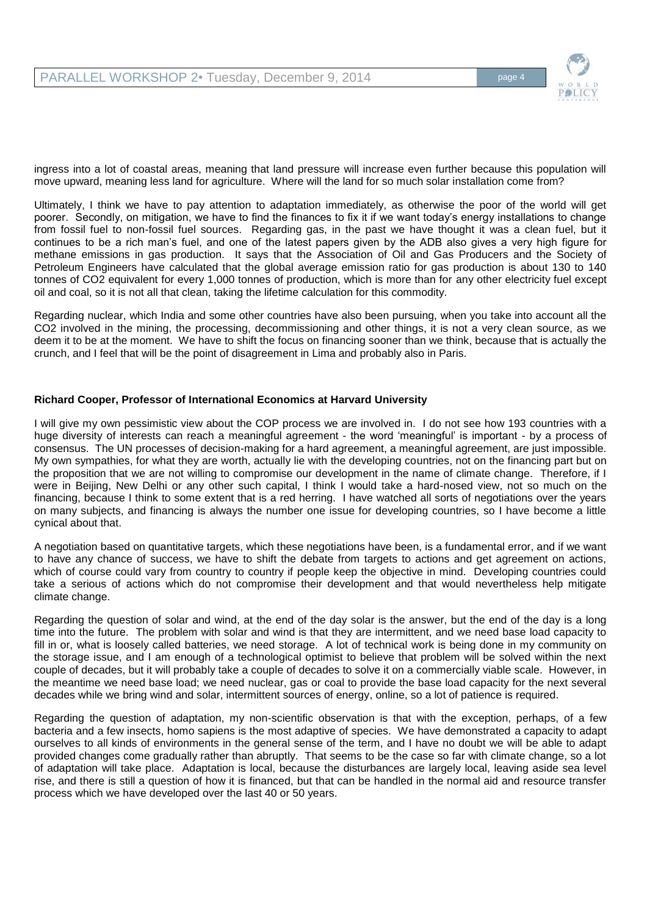ingress into a lot of coastal areas, meaning that land pressure will increase even further because this population will move upward, meaning less land for agriculture. Where will the land for so much solar installation come from?

Ultimately, I think we have to pay attention to adaptation immediately, as otherwise the poor of the world will get poorer. Secondly, on mitigation, we have to find the finances to fix it if we want today's energy installations to change from fossil fuel to non-fossil fuel sources. Regarding gas, in the past we have thought it was a clean fuel, but it continues to be a rich man's fuel, and one of the latest papers given by the ADB also gives a very high figure for methane emissions in gas production. It says that the Association of Oil and Gas Producers and the Society of Petroleum Engineers have calculated that the global average emission ratio for gas production is about 130 to 140 tonnes of $CO_2$ equivalent for every 1,000 tonnes of production, which is more than for any other electricity fuel except oil and coal, so it is not all that clean, taking the lifetime calculation for this commodity.

Regarding nuclear, which India and some other countries have also been pursuing, when you take into account all the $CO_2$ involved in the mining, the processing, decommissioning and other things, it is not a very clean source, as we deem it to be at the moment. We have to shift the focus on financing sooner than we think, because that is actually the crunch, and I feel that will be the point of disagreement in Lima and probably also in Paris.

**Richard Cooper, Professor of International Economics at Harvard University**

I will give my own pessimistic view about the COP process we are involved in. I do not see how 193 countries with a huge diversity of interests can reach a meaningful agreement - the word 'meaningful' is important - by a process of consensus. The UN processes of decision-making for a hard agreement, a meaningful agreement, are just impossible. My own sympathies, for what they are worth, actually lie with the developing countries, not on the financing part but on the proposition that we are not willing to compromise our development in the name of climate change. Therefore, if I were in Beijing, New Delhi or any other such capital, I think I would take a hard-nosed view, not so much on the financing, because I think to some extent that is a red herring. I have watched all sorts of negotiations over the years on many subjects, and financing is always the number one issue for developing countries, so I have become a little cynical about that.

A negotiation based on quantitative targets, which these negotiations have been, is a fundamental error, and if we want to have any chance of success, we have to shift the debate from targets to actions and get agreement on actions, which of course could vary from country to country if people keep the objective in mind. Developing countries could take a serious of actions which do not compromise their development and that would nevertheless help mitigate climate change.

Regarding the question of solar and wind, at the end of the day solar is the answer, but the end of the day is a long time into the future. The problem with solar and wind is that they are intermittent, and we need base load capacity to fill in or, what is loosely called batteries, we need storage. A lot of technical work is being done in my community on the storage issue, and I am enough of a technological optimist to believe that problem will be solved within the next couple of decades, but it will probably take a couple of decades to solve it on a commercially viable scale. However, in the meantime we need base load; we need nuclear, gas or coal to provide the base load capacity for the next several decades while we bring wind and solar, intermittent sources of energy, online, so a lot of patience is required.

Regarding the question of adaptation, my non-scientific observation is that with the exception, perhaps, of a few bacteria and a few insects, homo sapiens is the most adaptive of species. We have demonstrated a capacity to adapt ourselves to all kinds of environments in the general sense of the term, and I have no doubt we will be able to adapt provided changes come gradually rather than abruptly. That seems to be the case so far with climate change, so a lot of adaptation will take place. Adaptation is local, because the disturbances are largely local, leaving aside sea level rise, and there is still a question of how it is financed, but that can be handled in the normal aid and resource transfer process which we have developed over the last 40 or 50 years.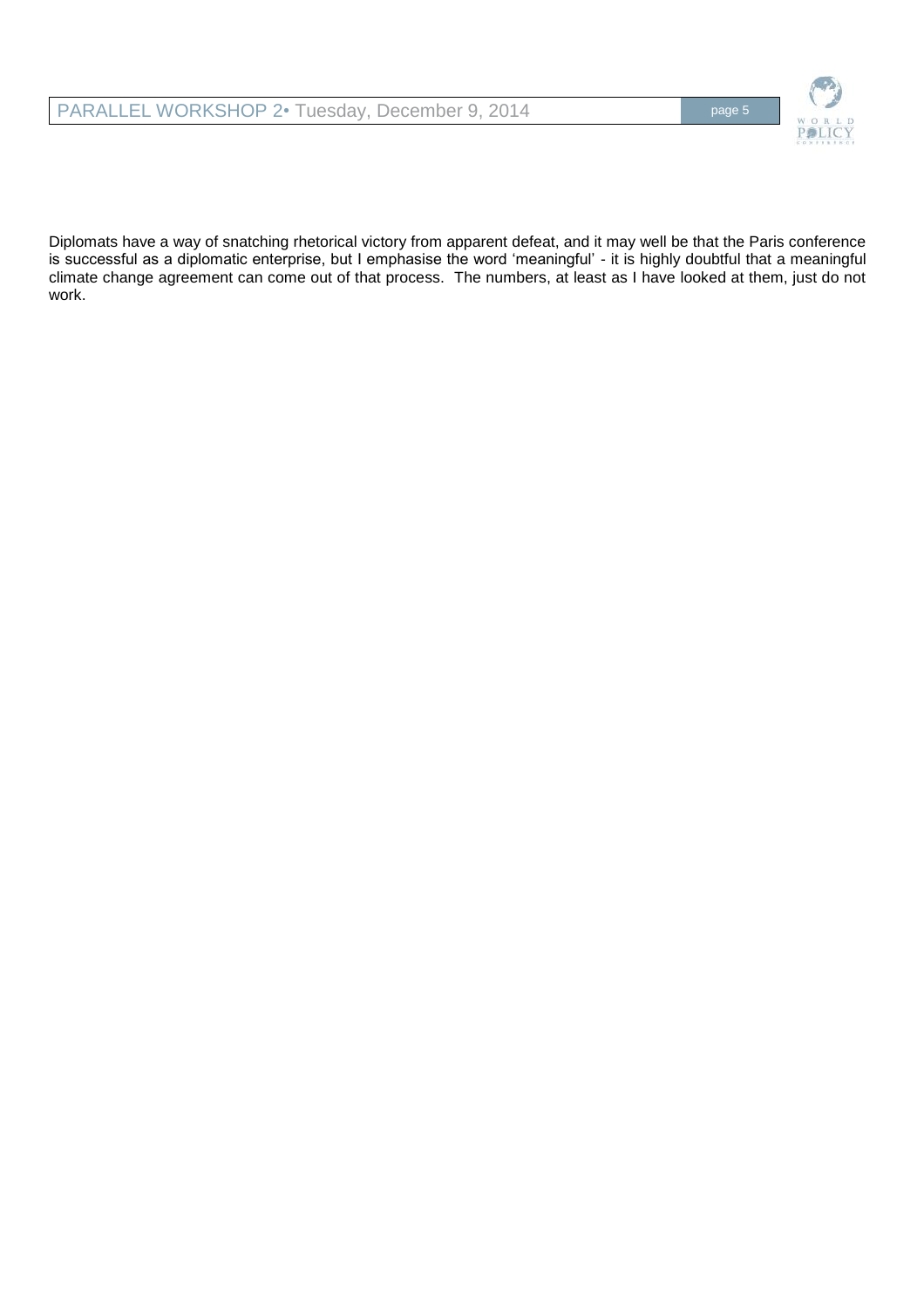Diplomats have a way of snatching rhetorical victory from apparent defeat, and it may well be that the Paris conference is successful as a diplomatic enterprise, but I emphasise the word 'meaningful' - it is highly doubtful that a meaningful climate change agreement can come out of that process. The numbers, at least as I have looked at them, just do not work.